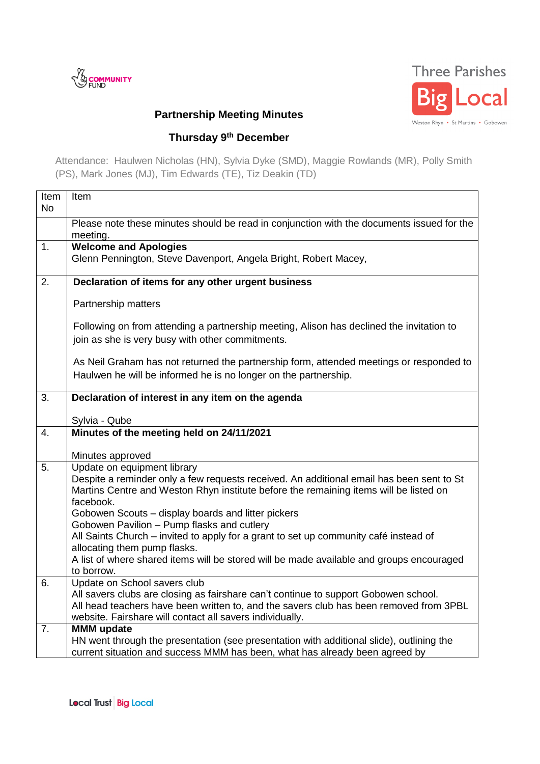## Partnership Meeting Minutes

### Thursday 9th December

Attendance: Haulwen Nicholas (HN), Sylvia Dyke (SMD), Maggie Rowlands (MR), Polly Smith (PS), Mark Jones (MJ), Tim Edwards (TE), Tiz Deakin (TD)

| Item No | Item |
|---|---|
| | Please note these minutes should be read in conjunction with the documents issued for the meeting. |
| 1. | **Welcome and Apologies**<br>Glenn Pennington, Steve Davenport, Angela Bright, Robert Macey, |
| 2. | **Declaration of items for any other urgent business**<br><br>Partnership matters<br><br>Following on from attending a partnership meeting, Alison has declined the invitation to join as she is very busy with other commitments.<br><br>As Neil Graham has not returned the partnership form, attended meetings or responded to Haulwen he will be informed he is no longer on the partnership. |
| 3. | **Declaration of interest in any item on the agenda**<br><br>Sylvia - Qube |
| 4. | **Minutes of the meeting held on 24/11/2021**<br><br>Minutes approved |
| 5. | Update on equipment library<br>Despite a reminder only a few requests received. An additional email has been sent to St Martins Centre and Weston Rhyn institute before the remaining items will be listed on facebook.<br>Gobowen Scouts – display boards and litter pickers<br>Gobowen Pavilion – Pump flasks and cutlery<br>All Saints Church – invited to apply for a grant to set up community café instead of allocating them pump flasks.<br>A list of where shared items will be stored will be made available and groups encouraged to borrow. |
| 6. | Update on School savers club<br>All savers clubs are closing as fairshare can't continue to support Gobowen school.<br>All head teachers have been written to, and the savers club has been removed from 3PBL website. Fairshare will contact all savers individually. |
| 7. | **MMM update**<br>HN went through the presentation (see presentation with additional slide), outlining the current situation and success MMM has been, what has already been agreed by |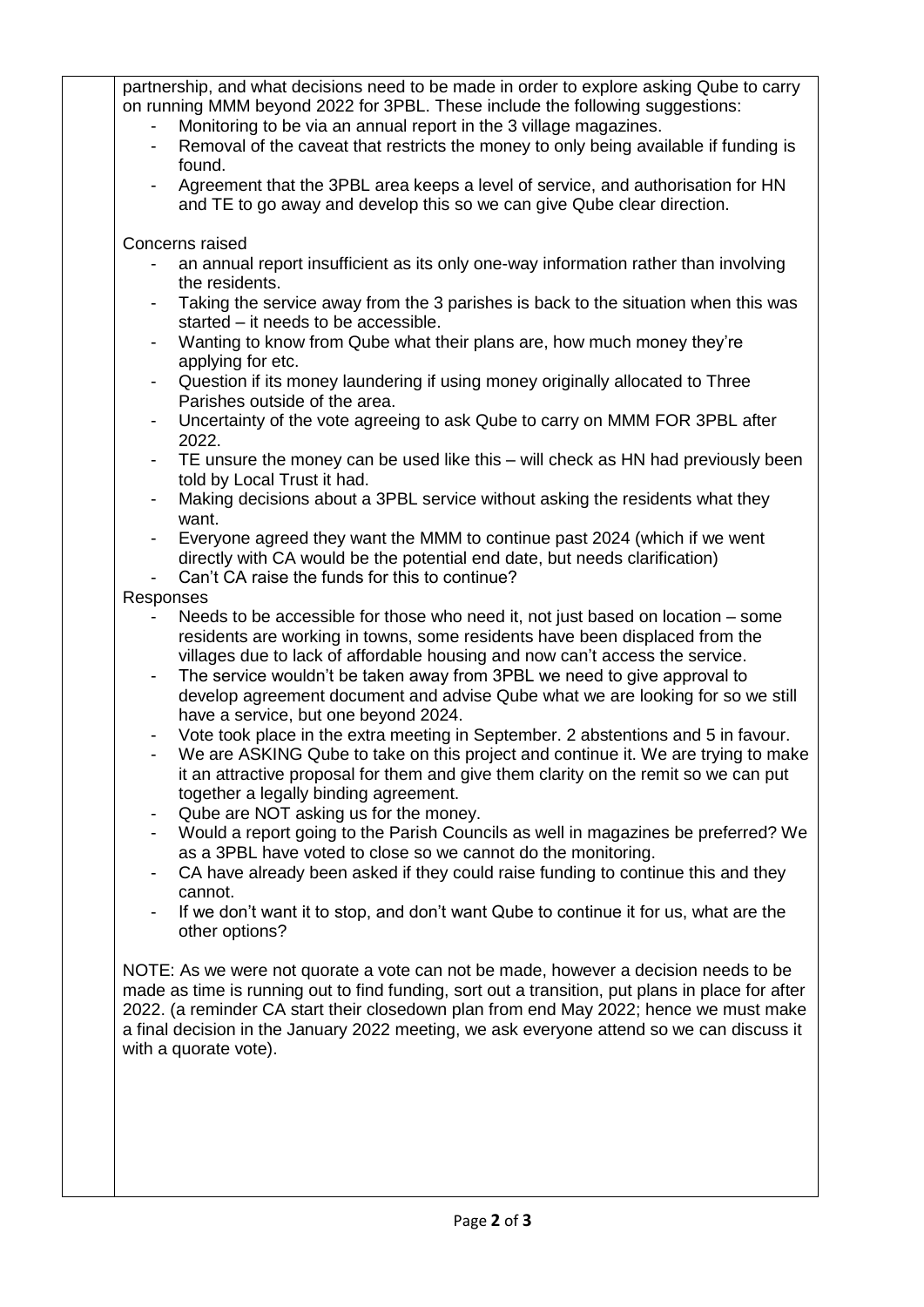partnership, and what decisions need to be made in order to explore asking Qube to carry on running MMM beyond 2022 for 3PBL. These include the following suggestions:

- Monitoring to be via an annual report in the 3 village magazines.
- Removal of the caveat that restricts the money to only being available if funding is found.
- Agreement that the 3PBL area keeps a level of service, and authorisation for HN and TE to go away and develop this so we can give Qube clear direction.

Concerns raised

- an annual report insufficient as its only one-way information rather than involving the residents.
- Taking the service away from the 3 parishes is back to the situation when this was started – it needs to be accessible.
- Wanting to know from Qube what their plans are, how much money they're applying for etc.
- Question if its money laundering if using money originally allocated to Three Parishes outside of the area.
- Uncertainty of the vote agreeing to ask Qube to carry on MMM FOR 3PBL after 2022.
- TE unsure the money can be used like this – will check as HN had previously been told by Local Trust it had.
- Making decisions about a 3PBL service without asking the residents what they want.
- Everyone agreed they want the MMM to continue past 2024 (which if we went directly with CA would be the potential end date, but needs clarification)
- Can't CA raise the funds for this to continue?

Responses

- Needs to be accessible for those who need it, not just based on location – some residents are working in towns, some residents have been displaced from the villages due to lack of affordable housing and now can't access the service.
- The service wouldn't be taken away from 3PBL we need to give approval to develop agreement document and advise Qube what we are looking for so we still have a service, but one beyond 2024.
- Vote took place in the extra meeting in September. 2 abstentions and 5 in favour.
- We are ASKING Qube to take on this project and continue it. We are trying to make it an attractive proposal for them and give them clarity on the remit so we can put together a legally binding agreement.
- Qube are NOT asking us for the money.
- Would a report going to the Parish Councils as well in magazines be preferred? We as a 3PBL have voted to close so we cannot do the monitoring.
- CA have already been asked if they could raise funding to continue this and they cannot.
- If we don't want it to stop, and don't want Qube to continue it for us, what are the other options?

NOTE: As we were not quorate a vote can not be made, however a decision needs to be made as time is running out to find funding, sort out a transition, put plans in place for after 2022. (a reminder CA start their closedown plan from end May 2022; hence we must make a final decision in the January 2022 meeting, we ask everyone attend so we can discuss it with a quorate vote).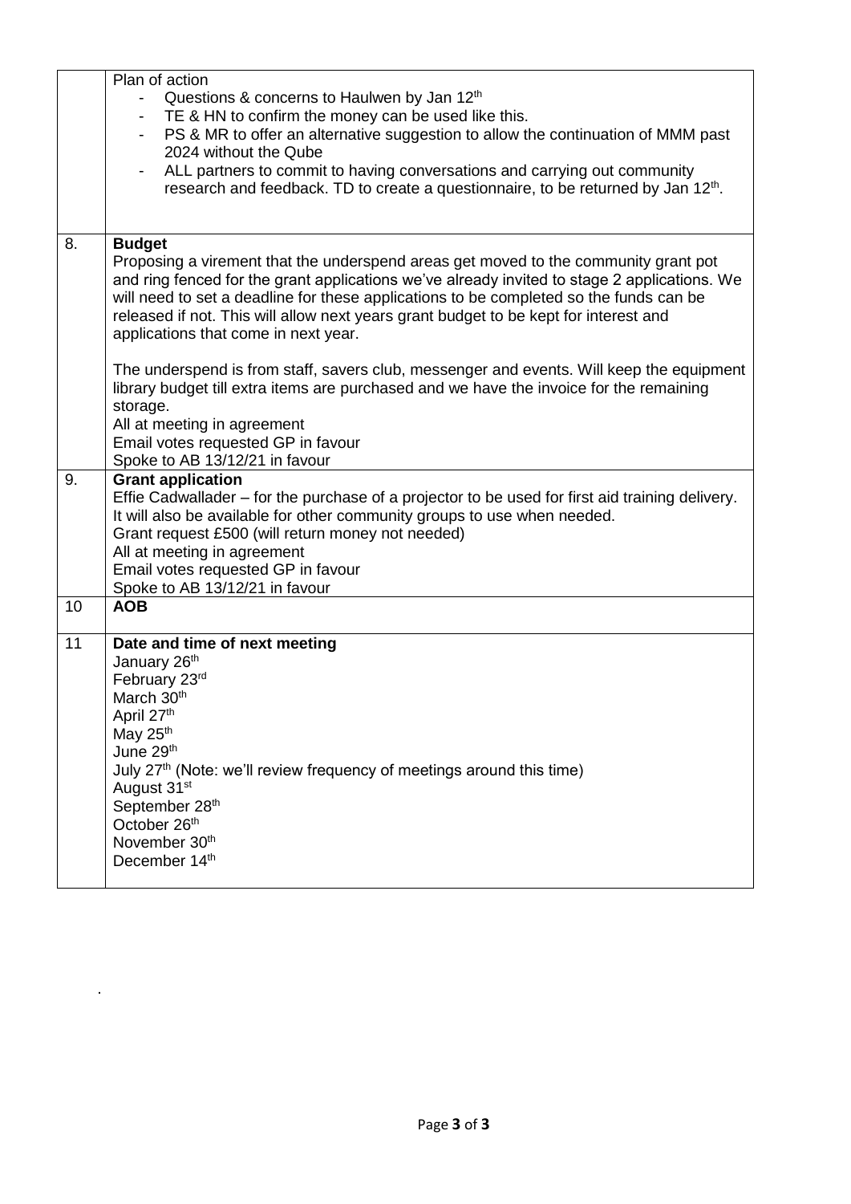| | |
|---|---|
| | Plan of action<br>- Questions & concerns to Haulwen by Jan 12th<br>- TE & HN to confirm the money can be used like this.<br>- PS & MR to offer an alternative suggestion to allow the continuation of MMM past 2024 without the Qube<br>- ALL partners to commit to having conversations and carrying out community research and feedback. TD to create a questionnaire, to be returned by Jan 12th. |
| 8. | **Budget**<br>Proposing a virement that the underspend areas get moved to the community grant pot and ring fenced for the grant applications we've already invited to stage 2 applications. We will need to set a deadline for these applications to be completed so the funds can be released if not. This will allow next years grant budget to be kept for interest and applications that come in next year.<br><br>The underspend is from staff, savers club, messenger and events. Will keep the equipment library budget till extra items are purchased and we have the invoice for the remaining storage.<br>All at meeting in agreement<br>Email votes requested GP in favour<br>Spoke to AB 13/12/21 in favour |
| 9. | **Grant application**<br>Effie Cadwallader – for the purchase of a projector to be used for first aid training delivery. It will also be available for other community groups to use when needed.<br>Grant request £500 (will return money not needed)<br>All at meeting in agreement<br>Email votes requested GP in favour<br>Spoke to AB 13/12/21 in favour |
| 10 | **AOB** |
| 11 | **Date and time of next meeting**<br>January 26th<br>February 23rd<br>March 30th<br>April 27th<br>May 25th<br>June 29th<br>July 27th (Note: we'll review frequency of meetings around this time)<br>August 31st<br>September 28th<br>October 26th<br>November 30th<br>December 14th |